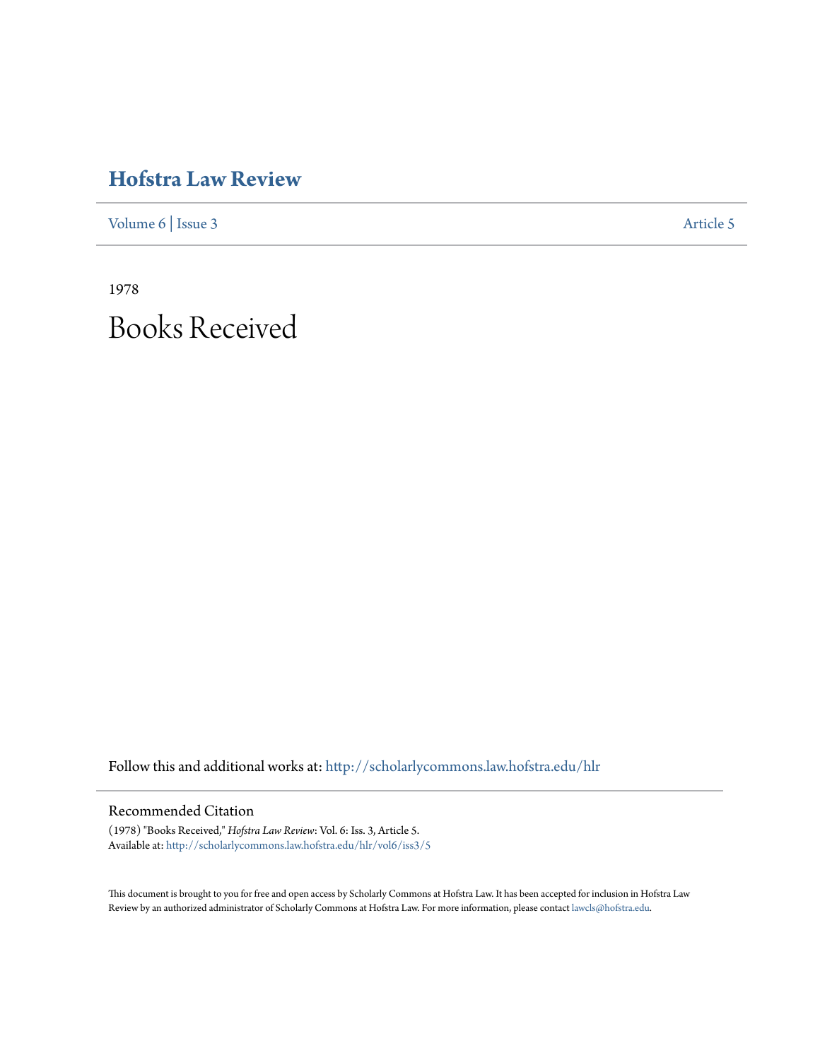# Hofstra Law Review

Volume 6 | Issue 3 Article 5

1978

# Books Received

Follow this and additional works at: http://scholarlycommons.law.hofstra.edu/hlr

## Recommended Citation

(1978) "Books Received," *Hofstra Law Review*: Vol. 6: Iss. 3, Article 5.
Available at: http://scholarlycommons.law.hofstra.edu/hlr/vol6/iss3/5

This document is brought to you for free and open access by Scholarly Commons at Hofstra Law. It has been accepted for inclusion in Hofstra Law Review by an authorized administrator of Scholarly Commons at Hofstra Law. For more information, please contact lawcls@hofstra.edu.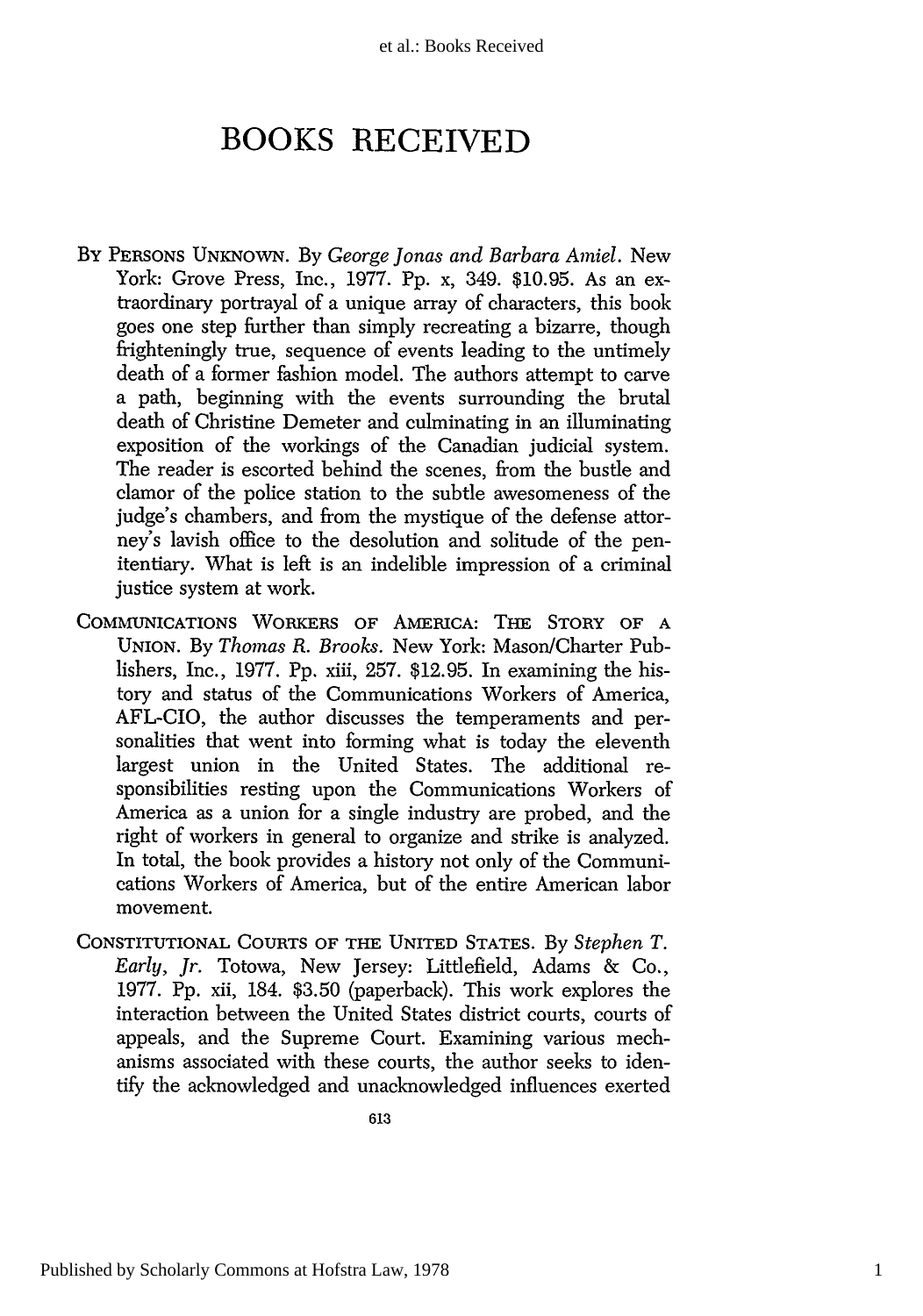# BOOKS RECEIVED

BY PERSONS UNKNOWN. By *George Jonas and Barbara Amiel*. New York: Grove Press, Inc., 1977. Pp. x, 349. $10.95. As an extraordinary portrayal of a unique array of characters, this book goes one step further than simply recreating a bizarre, though frighteningly true, sequence of events leading to the untimely death of a former fashion model. The authors attempt to carve a path, beginning with the events surrounding the brutal death of Christine Demeter and culminating in an illuminating exposition of the workings of the Canadian judicial system. The reader is escorted behind the scenes, from the bustle and clamor of the police station to the subtle awesomeness of the judge's chambers, and from the mystique of the defense attorney's lavish office to the desolution and solitude of the penitentiary. What is left is an indelible impression of a criminal justice system at work.

COMMUNICATIONS WORKERS OF AMERICA: THE STORY OF A UNION. By *Thomas R. Brooks*. New York: Mason/Charter Publishers, Inc., 1977. Pp. xiii, 257. $12.95. In examining the history and status of the Communications Workers of America, AFL-CIO, the author discusses the temperaments and personalities that went into forming what is today the eleventh largest union in the United States. The additional responsibilities resting upon the Communications Workers of America as a union for a single industry are probed, and the right of workers in general to organize and strike is analyzed. In total, the book provides a history not only of the Communications Workers of America, but of the entire American labor movement.

CONSTITUTIONAL COURTS OF THE UNITED STATES. By *Stephen T. Early, Jr.* Totowa, New Jersey: Littlefield, Adams & Co., 1977. Pp. xii, 184. $3.50 (paperback). This work explores the interaction between the United States district courts, courts of appeals, and the Supreme Court. Examining various mechanisms associated with these courts, the author seeks to identify the acknowledged and unacknowledged influences exerted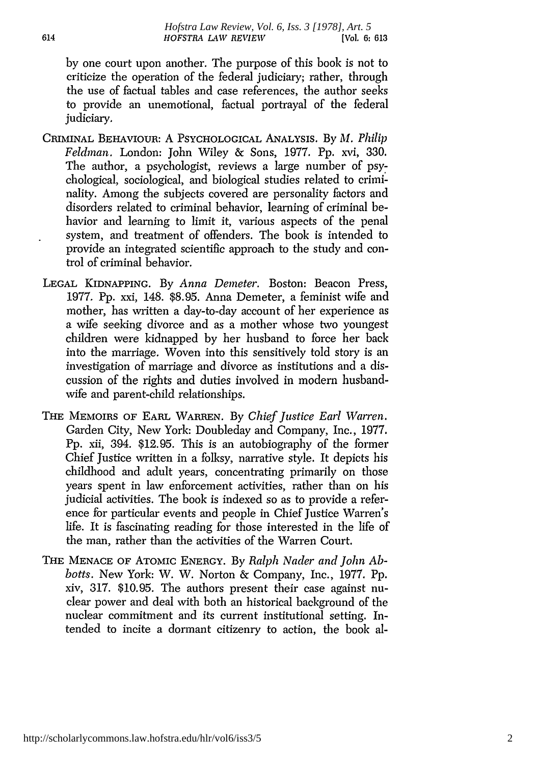by one court upon another. The purpose of this book is not to criticize the operation of the federal judiciary; rather, through the use of factual tables and case references, the author seeks to provide an unemotional, factual portrayal of the federal judiciary.

CRIMINAL BEHAVIOUR: A PSYCHOLOGICAL ANALYSIS. By *M. Philip Feldman*. London: John Wiley & Sons, 1977. Pp. xvi, 330. The author, a psychologist, reviews a large number of psychological, sociological, and biological studies related to criminality. Among the subjects covered are personality factors and disorders related to criminal behavior, learning of criminal behavior and learning to limit it, various aspects of the penal system, and treatment of offenders. The book is intended to provide an integrated scientific approach to the study and control of criminal behavior.

LEGAL KIDNAPPING. By *Anna Demeter*. Boston: Beacon Press, 1977. Pp. xxi, 148. $8.95. Anna Demeter, a feminist wife and mother, has written a day-to-day account of her experience as a wife seeking divorce and as a mother whose two youngest children were kidnapped by her husband to force her back into the marriage. Woven into this sensitively told story is an investigation of marriage and divorce as institutions and a discussion of the rights and duties involved in modern husband-wife and parent-child relationships.

THE MEMOIRS OF EARL WARREN. By *Chief Justice Earl Warren*. Garden City, New York: Doubleday and Company, Inc., 1977. Pp. xii, 394. $12.95. This is an autobiography of the former Chief Justice written in a folksy, narrative style. It depicts his childhood and adult years, concentrating primarily on those years spent in law enforcement activities, rather than on his judicial activities. The book is indexed so as to provide a reference for particular events and people in Chief Justice Warren's life. It is fascinating reading for those interested in the life of the man, rather than the activities of the Warren Court.

THE MENACE OF ATOMIC ENERGY. By *Ralph Nader and John Abbotts*. New York: W. W. Norton & Company, Inc., 1977. Pp. xiv, 317. $10.95. The authors present their case against nuclear power and deal with both an historical background of the nuclear commitment and its current institutional setting. Intended to incite a dormant citizenry to action, the book al-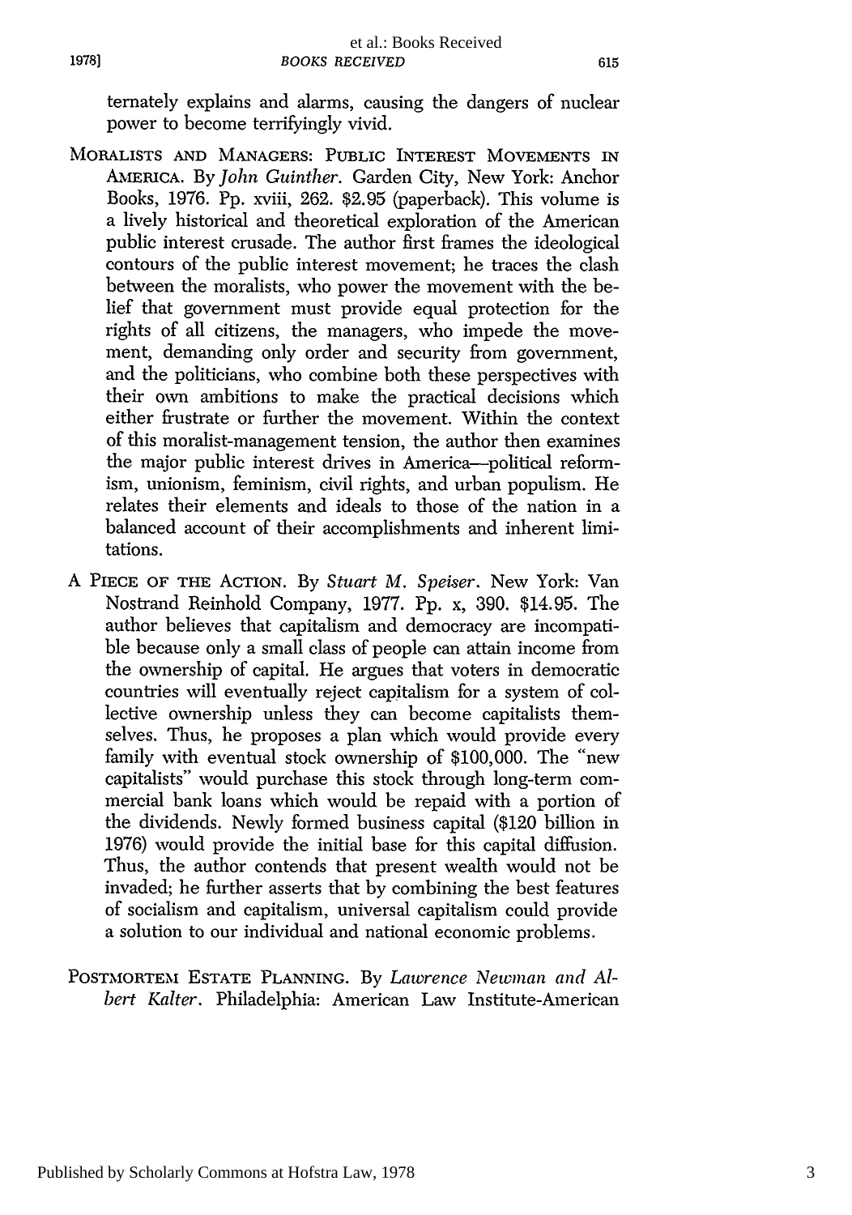ternately explains and alarms, causing the dangers of nuclear power to become terrifyingly vivid.

MORALISTS AND MANAGERS: PUBLIC INTEREST MOVEMENTS IN AMERICA. By *John Guinther*. Garden City, New York: Anchor Books, 1976. Pp. xviii, 262. $2.95 (paperback). This volume is a lively historical and theoretical exploration of the American public interest crusade. The author first frames the ideological contours of the public interest movement; he traces the clash between the moralists, who power the movement with the belief that government must provide equal protection for the rights of all citizens, the managers, who impede the movement, demanding only order and security from government, and the politicians, who combine both these perspectives with their own ambitions to make the practical decisions which either frustrate or further the movement. Within the context of this moralist-management tension, the author then examines the major public interest drives in America—political reformism, unionism, feminism, civil rights, and urban populism. He relates their elements and ideals to those of the nation in a balanced account of their accomplishments and inherent limitations.

A PIECE OF THE ACTION. By *Stuart M. Speiser*. New York: Van Nostrand Reinhold Company, 1977. Pp. x, 390. $14.95. The author believes that capitalism and democracy are incompatible because only a small class of people can attain income from the ownership of capital. He argues that voters in democratic countries will eventually reject capitalism for a system of collective ownership unless they can become capitalists themselves. Thus, he proposes a plan which would provide every family with eventual stock ownership of $100,000. The "new capitalists" would purchase this stock through long-term commercial bank loans which would be repaid with a portion of the dividends. Newly formed business capital ($120 billion in 1976) would provide the initial base for this capital diffusion. Thus, the author contends that present wealth would not be invaded; he further asserts that by combining the best features of socialism and capitalism, universal capitalism could provide a solution to our individual and national economic problems.

POSTMORTEM ESTATE PLANNING. By *Lawrence Newman and Albert Kalter*. Philadelphia: American Law Institute-American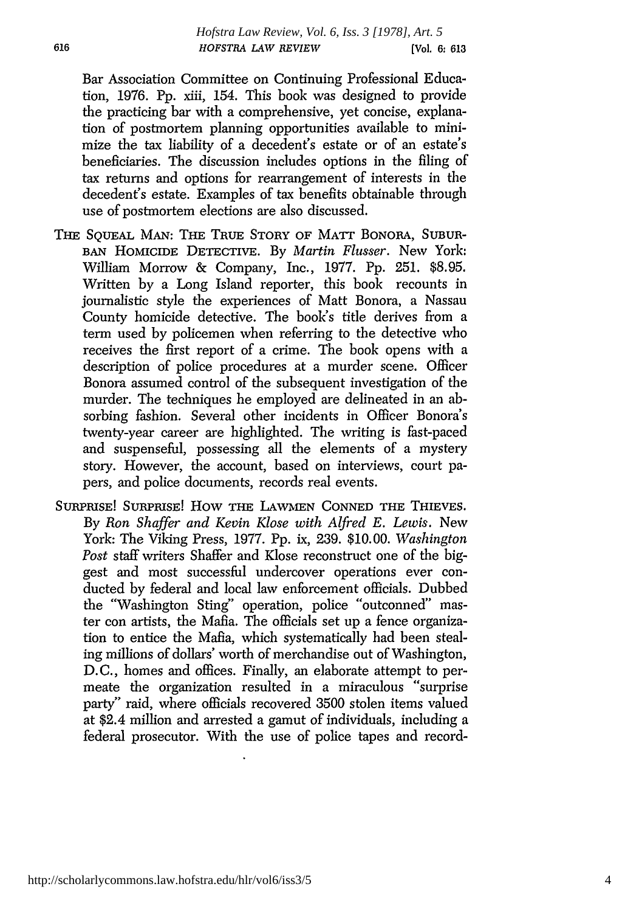Bar Association Committee on Continuing Professional Education, 1976. Pp. xiii, 154. This book was designed to provide the practicing bar with a comprehensive, yet concise, explanation of postmortem planning opportunities available to minimize the tax liability of a decedent's estate or of an estate's beneficiaries. The discussion includes options in the filing of tax returns and options for rearrangement of interests in the decedent's estate. Examples of tax benefits obtainable through use of postmortem elections are also discussed.

THE SQUEAL MAN: THE TRUE STORY OF MATT BONORA, SUBURBAN HOMICIDE DETECTIVE. By *Martin Flusser*. New York: William Morrow & Company, Inc., 1977. Pp. 251. $8.95. Written by a Long Island reporter, this book recounts in journalistic style the experiences of Matt Bonora, a Nassau County homicide detective. The book's title derives from a term used by policemen when referring to the detective who receives the first report of a crime. The book opens with a description of police procedures at a murder scene. Officer Bonora assumed control of the subsequent investigation of the murder. The techniques he employed are delineated in an absorbing fashion. Several other incidents in Officer Bonora's twenty-year career are highlighted. The writing is fast-paced and suspenseful, possessing all the elements of a mystery story. However, the account, based on interviews, court papers, and police documents, records real events.

SURPRISE! SURPRISE! HOW THE LAWMEN CONNED THE THIEVES. By *Ron Shaffer and Kevin Klose with Alfred E. Lewis*. New York: The Viking Press, 1977. Pp. ix, 239. $10.00. *Washington Post* staff writers Shaffer and Klose reconstruct one of the biggest and most successful undercover operations ever conducted by federal and local law enforcement officials. Dubbed the "Washington Sting" operation, police "outconned" master con artists, the Mafia. The officials set up a fence organization to entice the Mafia, which systematically had been stealing millions of dollars' worth of merchandise out of Washington, D.C., homes and offices. Finally, an elaborate attempt to permeate the organization resulted in a miraculous "surprise party" raid, where officials recovered 3500 stolen items valued at $2.4 million and arrested a gamut of individuals, including a federal prosecutor. With the use of police tapes and record-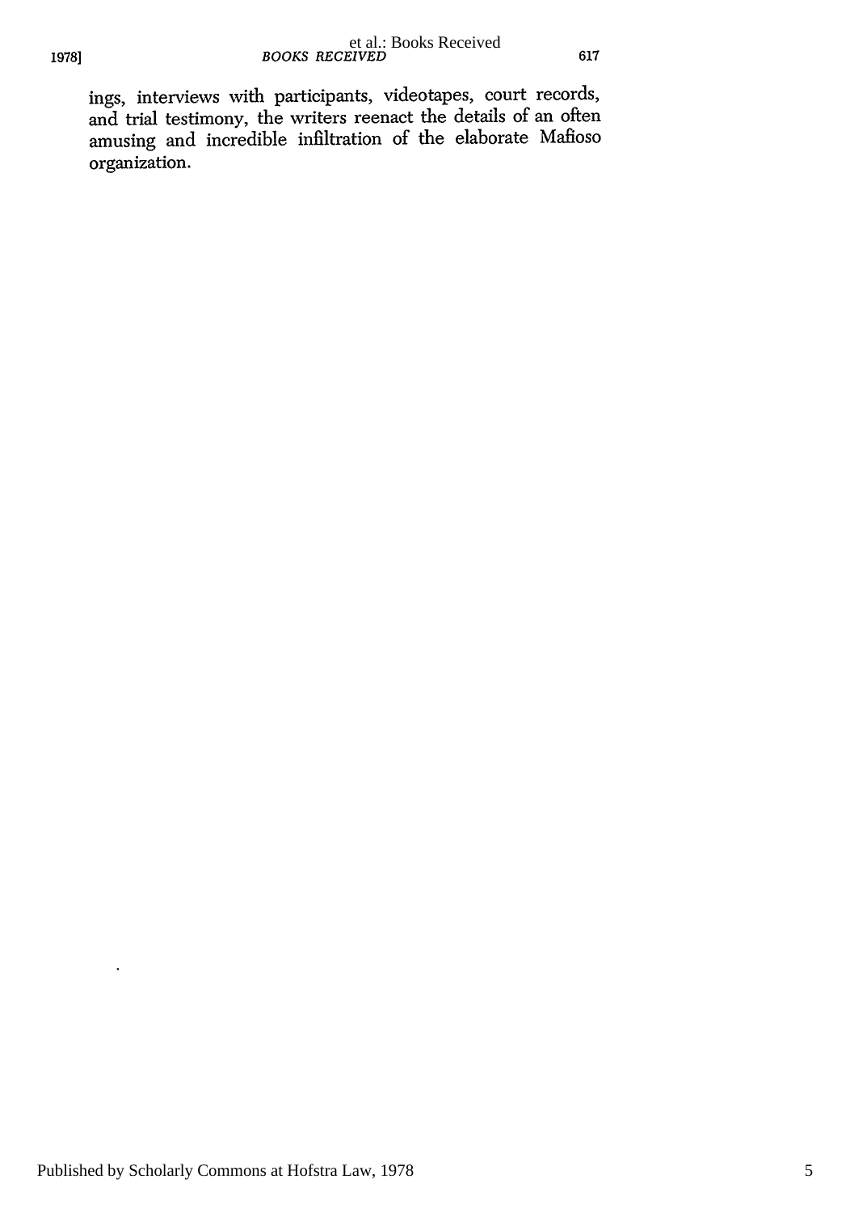ings, interviews with participants, videotapes, court records, and trial testimony, the writers reenact the details of an often amusing and incredible infiltration of the elaborate Mafioso organization.